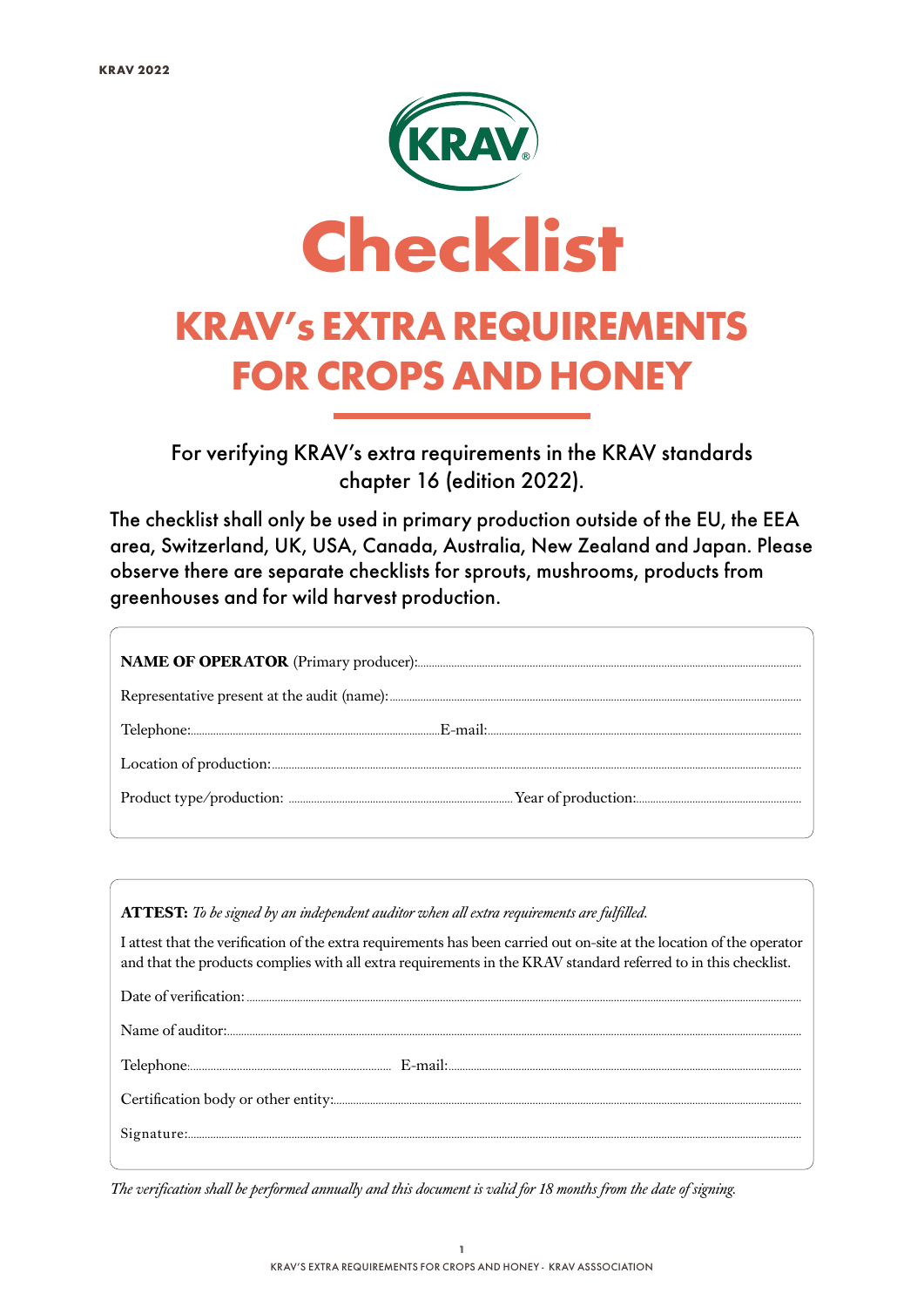# Checklist

## KRAV's EXTRA REQUIREMENTS FOR CROPS AND HONEY

For verifying KRAV's extra requirements in the KRAV standards chapter 16 (edition 2022).

The checklist shall only be used in primary production outside of the EU, the EEA area, Switzerland, UK, USA, Canada, Australia, New Zealand and Japan. Please observe there are separate checklists for sprouts, mushrooms, products from greenhouses and for wild harvest production.

**NAME OF OPERATOR** (Primary producer):.....................................................

Representative present at the audit (name):.....................................................

Telephone:..................................... E-mail:.....................................................

Location of production:.....................................................

Product type/production: ..................................... Year of production:.....................................

**ATTEST:** *To be signed by an independent auditor when all extra requirements are fulfilled.*

I attest that the verification of the extra requirements has been carried out on-site at the location of the operator and that the products complies with all extra requirements in the KRAV standard referred to in this checklist.

Date of verification:.....................................................

Name of auditor:.....................................................

Telephone:..................................... E-mail:.....................................................

Certification body or other entity:.....................................................

Signature:.....................................................

*The verification shall be performed annually and this document is valid for 18 months from the date of signing.*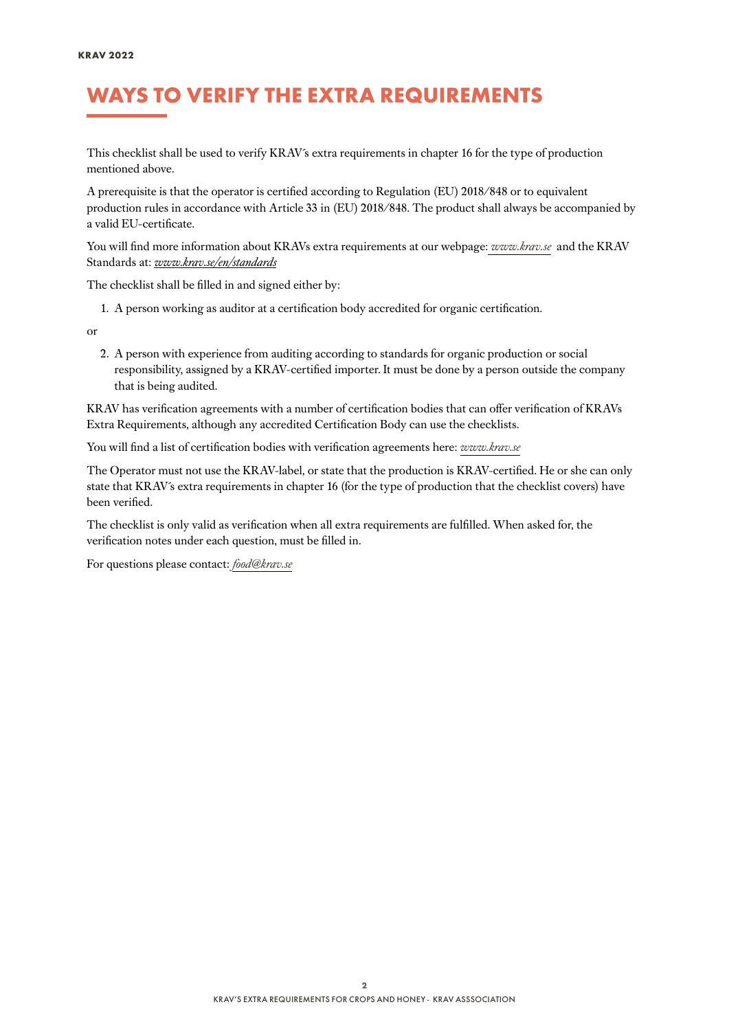# WAYS TO VERIFY THE EXTRA REQUIREMENTS

This checklist shall be used to verify KRAV´s extra requirements in chapter 16 for the type of production mentioned above.

A prerequisite is that the operator is certified according to Regulation (EU) 2018/848 or to equivalent production rules in accordance with Article 33 in (EU) 2018/848. The product shall always be accompanied by a valid EU-certificate.

You will find more information about KRAVs extra requirements at our webpage: *www.krav.se* and the KRAV Standards at: *www.krav.se/en/standards*

The checklist shall be filled in and signed either by:

1. A person working as auditor at a certification body accredited for organic certification.

or

2. A person with experience from auditing according to standards for organic production or social responsibility, assigned by a KRAV-certified importer. It must be done by a person outside the company that is being audited.

KRAV has verification agreements with a number of certification bodies that can offer verification of KRAVs Extra Requirements, although any accredited Certification Body can use the checklists.

You will find a list of certification bodies with verification agreements here: *www.krav.se*

The Operator must not use the KRAV-label, or state that the production is KRAV-certified. He or she can only state that KRAV´s extra requirements in chapter 16 (for the type of production that the checklist covers) have been verified.

The checklist is only valid as verification when all extra requirements are fulfilled. When asked for, the verification notes under each question, must be filled in.

For questions please contact: *food@krav.se*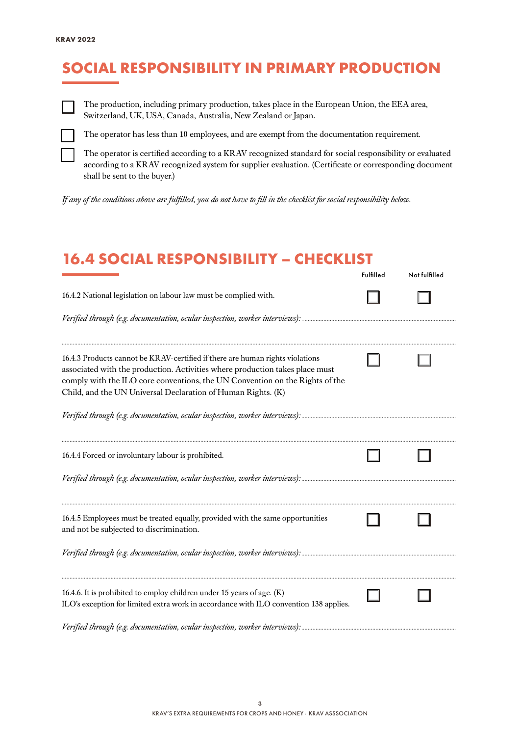# SOCIAL RESPONSIBILITY IN PRIMARY PRODUCTION

☐ The production, including primary production, takes place in the European Union, the EEA area, Switzerland, UK, USA, Canada, Australia, New Zealand or Japan.

☐ The operator has less than 10 employees, and are exempt from the documentation requirement.

☐ The operator is certified according to a KRAV recognized standard for social responsibility or evaluated according to a KRAV recognized system for supplier evaluation. (Certificate or corresponding document shall be sent to the buyer.)

*If any of the conditions above are fulfilled, you do not have to fill in the checklist for social responsibility below.*

# 16.4 SOCIAL RESPONSIBILITY – CHECKLIST

| | Fulfilled | Not fulfilled |
|---|---|---|
| 16.4.2 National legislation on labour law must be complied with. | ☐ | ☐ |
| 16.4.3 Products cannot be KRAV-certified if there are human rights violations associated with the production. Activities where production takes place must comply with the ILO core conventions, the UN Convention on the Rights of the Child, and the UN Universal Declaration of Human Rights. (K) | ☐ | ☐ |
| 16.4.4 Forced or involuntary labour is prohibited. | ☐ | ☐ |
| 16.4.5 Employees must be treated equally, provided with the same opportunities and not be subjected to discrimination. | ☐ | ☐ |
| 16.4.6. It is prohibited to employ children under 15 years of age. (K) ILO's exception for limited extra work in accordance with ILO convention 138 applies. | ☐ | ☐ |

16.4.2 *Verified through (e.g. documentation, ocular inspection, worker interviews):* ..............................

16.4.3 *Verified through (e.g. documentation, ocular inspection, worker interviews):* ..............................

16.4.4 *Verified through (e.g. documentation, ocular inspection, worker interviews):* ..............................

16.4.5 *Verified through (e.g. documentation, ocular inspection, worker interviews):* ..............................

16.4.6 *Verified through (e.g. documentation, ocular inspection, worker interviews):* ..............................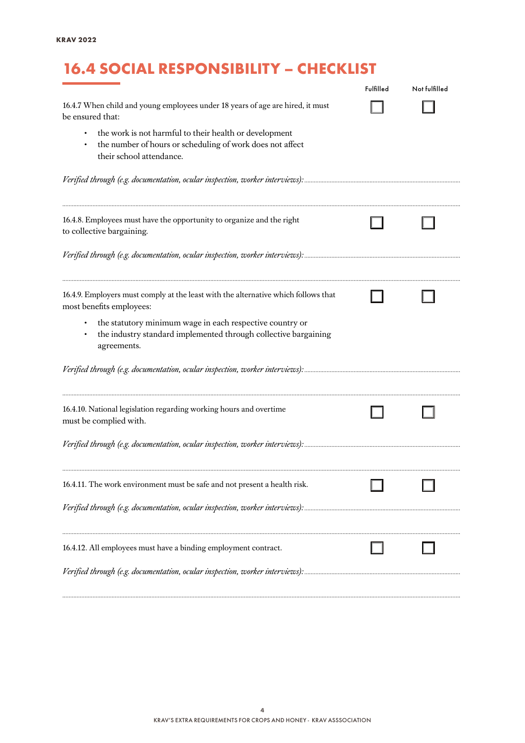## 16.4 SOCIAL RESPONSIBILITY – CHECKLIST

| | Fulfilled | Not fulfilled |
|---|---|---|
| 16.4.7 When child and young employees under 18 years of age are hired, it must be ensured that:<br>• the work is not harmful to their health or development<br>• the number of hours or scheduling of work does not affect their school attendance. | ☐ | ☐ |

*Verified through (e.g. documentation, ocular inspection, worker interviews):*

| | Fulfilled | Not fulfilled |
|---|---|---|
| 16.4.8. Employees must have the opportunity to organize and the right to collective bargaining. | ☐ | ☐ |

*Verified through (e.g. documentation, ocular inspection, worker interviews):*

| | Fulfilled | Not fulfilled |
|---|---|---|
| 16.4.9. Employers must comply at the least with the alternative which follows that most benefits employees:<br>• the statutory minimum wage in each respective country or<br>• the industry standard implemented through collective bargaining agreements. | ☐ | ☐ |

*Verified through (e.g. documentation, ocular inspection, worker interviews):*

| | Fulfilled | Not fulfilled |
|---|---|---|
| 16.4.10. National legislation regarding working hours and overtime must be complied with. | ☐ | ☐ |

*Verified through (e.g. documentation, ocular inspection, worker interviews):*

| | Fulfilled | Not fulfilled |
|---|---|---|
| 16.4.11. The work environment must be safe and not present a health risk. | ☐ | ☐ |

*Verified through (e.g. documentation, ocular inspection, worker interviews):*

| | Fulfilled | Not fulfilled |
|---|---|---|
| 16.4.12. All employees must have a binding employment contract. | ☐ | ☐ |

*Verified through (e.g. documentation, ocular inspection, worker interviews):*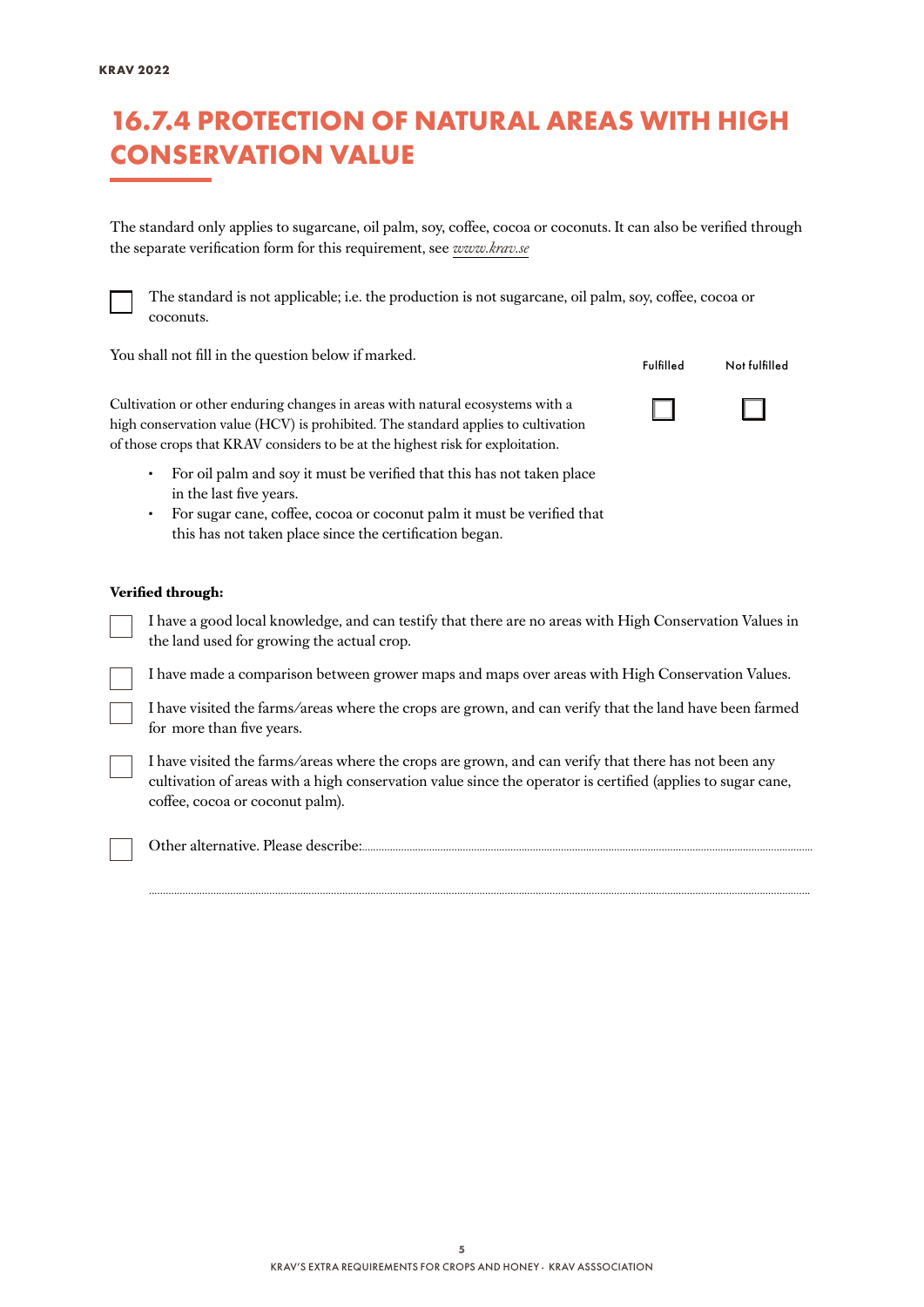# 16.7.4 PROTECTION OF NATURAL AREAS WITH HIGH CONSERVATION VALUE

The standard only applies to sugarcane, oil palm, soy, coffee, cocoa or coconuts. It can also be verified through the separate verification form for this requirement, see *www.krav.se*

☐ The standard is not applicable; i.e. the production is not sugarcane, oil palm, soy, coffee, cocoa or coconuts.

You shall not fill in the question below if marked.

| | Fulfilled | Not fulfilled |
|---|---|---|
| Cultivation or other enduring changes in areas with natural ecosystems with a high conservation value (HCV) is prohibited. The standard applies to cultivation of those crops that KRAV considers to be at the highest risk for exploitation. | ☐ | ☐ |

- For oil palm and soy it must be verified that this has not taken place in the last five years.
- For sugar cane, coffee, cocoa or coconut palm it must be verified that this has not taken place since the certification began.

**Verified through:**

☐ I have a good local knowledge, and can testify that there are no areas with High Conservation Values in the land used for growing the actual crop.

☐ I have made a comparison between grower maps and maps over areas with High Conservation Values.

☐ I have visited the farms/areas where the crops are grown, and can verify that the land have been farmed for more than five years.

☐ I have visited the farms/areas where the crops are grown, and can verify that there has not been any cultivation of areas with a high conservation value since the operator is certified (applies to sugar cane, coffee, cocoa or coconut palm).

☐ Other alternative. Please describe:........................................................................................................

..........................................................................................................................................................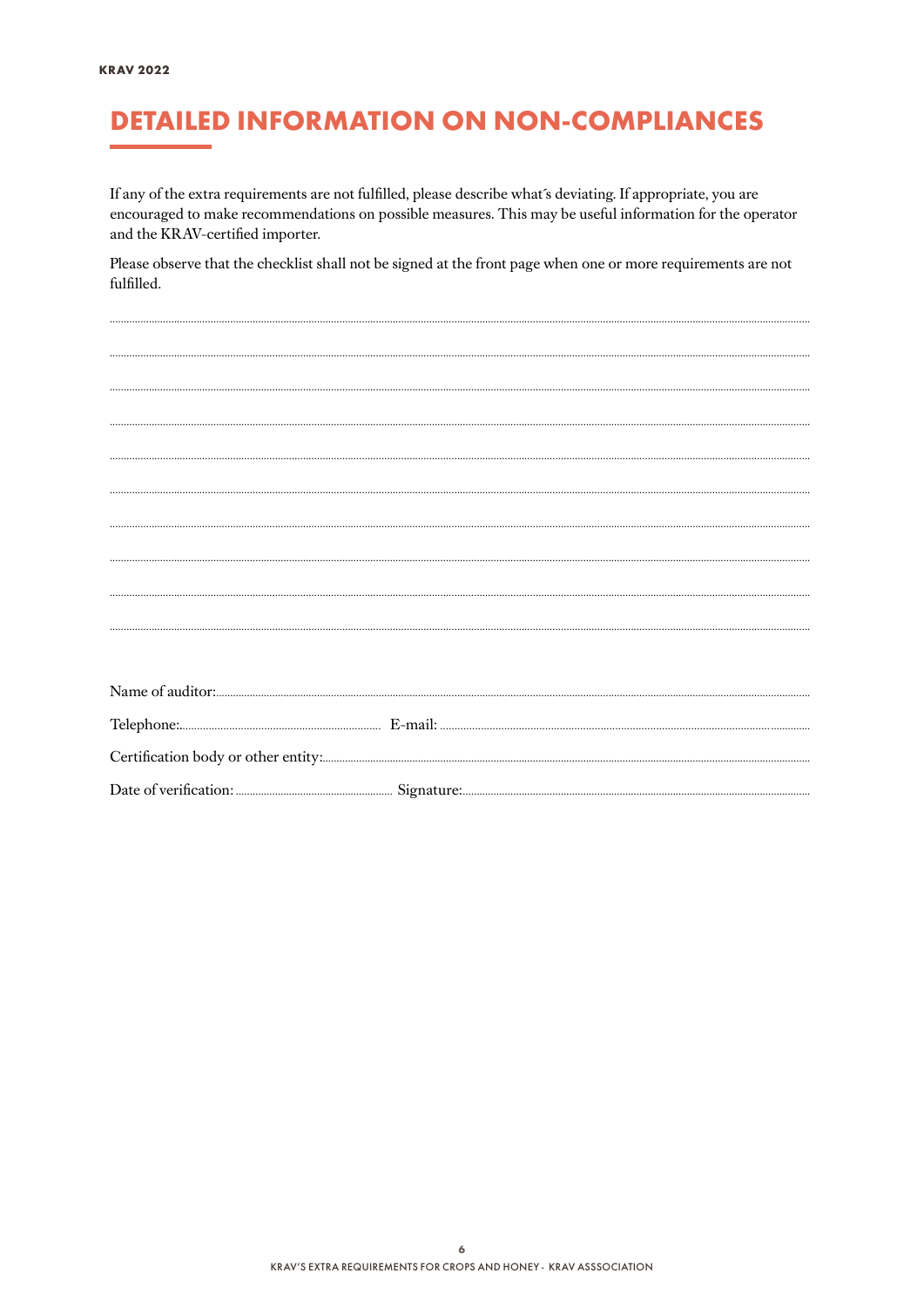# DETAILED INFORMATION ON NON-COMPLIANCES

If any of the extra requirements are not fulfilled, please describe what´s deviating. If appropriate, you are encouraged to make recommendations on possible measures. This may be useful information for the operator and the KRAV-certified importer.

Please observe that the checklist shall not be signed at the front page when one or more requirements are not fulfilled.

..........................................................................................................................................................................................

..........................................................................................................................................................................................

..........................................................................................................................................................................................

..........................................................................................................................................................................................

..........................................................................................................................................................................................

..........................................................................................................................................................................................

..........................................................................................................................................................................................

..........................................................................................................................................................................................

..........................................................................................................................................................................................

..........................................................................................................................................................................................

Name of auditor:..........................................................................................................................................................

Telephone:.................................................................... E-mail: .........................................................................................

Certification body or other entity:..............................................................................................................................

Date of verification: ....................................................... Signature:..........................................................................